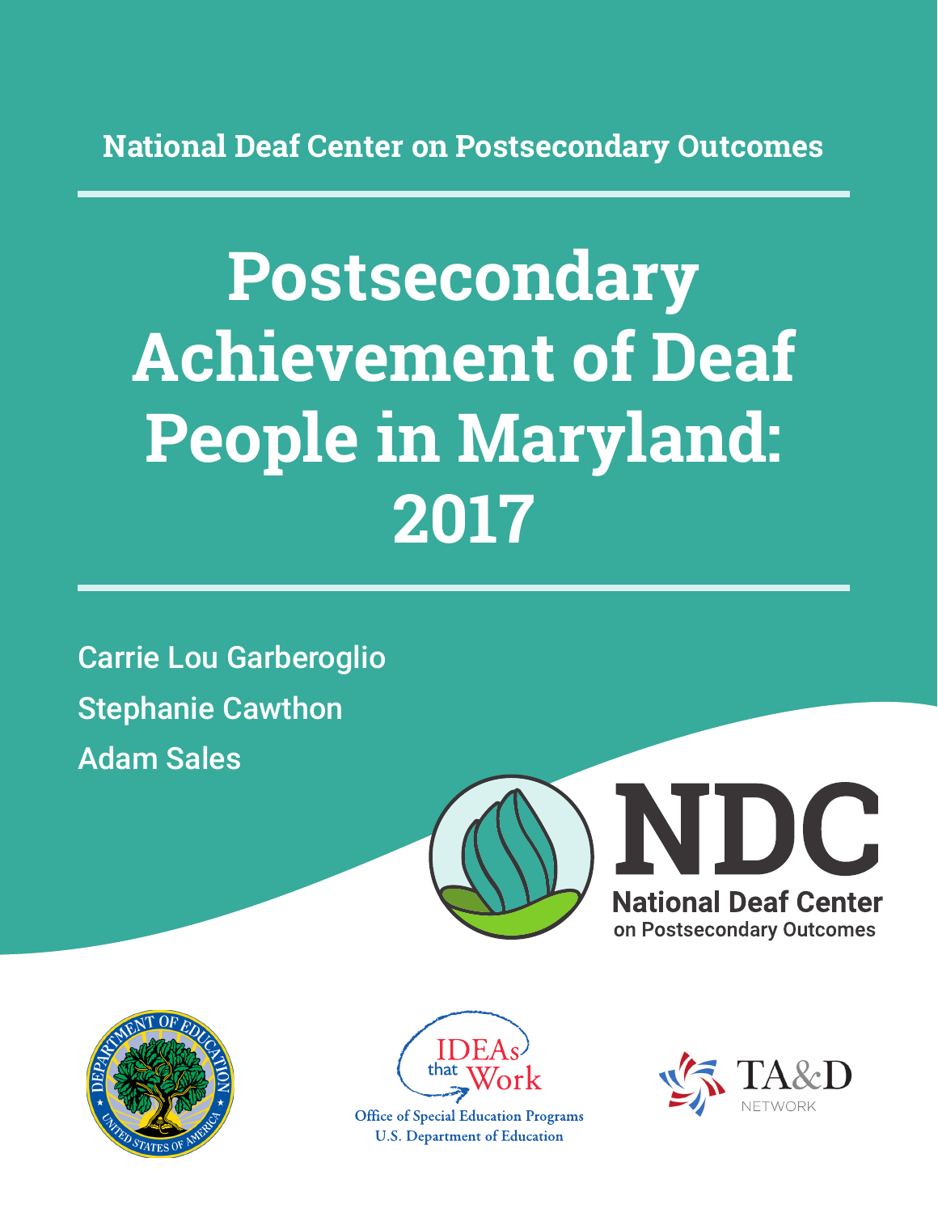National Deaf Center on Postsecondary Outcomes

# Postsecondary Achievement of Deaf People in Maryland: 2017

Carrie Lou Garberoglio

Stephanie Cawthon

Adam Sales

NDC

National Deaf Center on Postsecondary Outcomes

IDEAs that Work

Office of Special Education Programs
U.S. Department of Education

TA&D NETWORK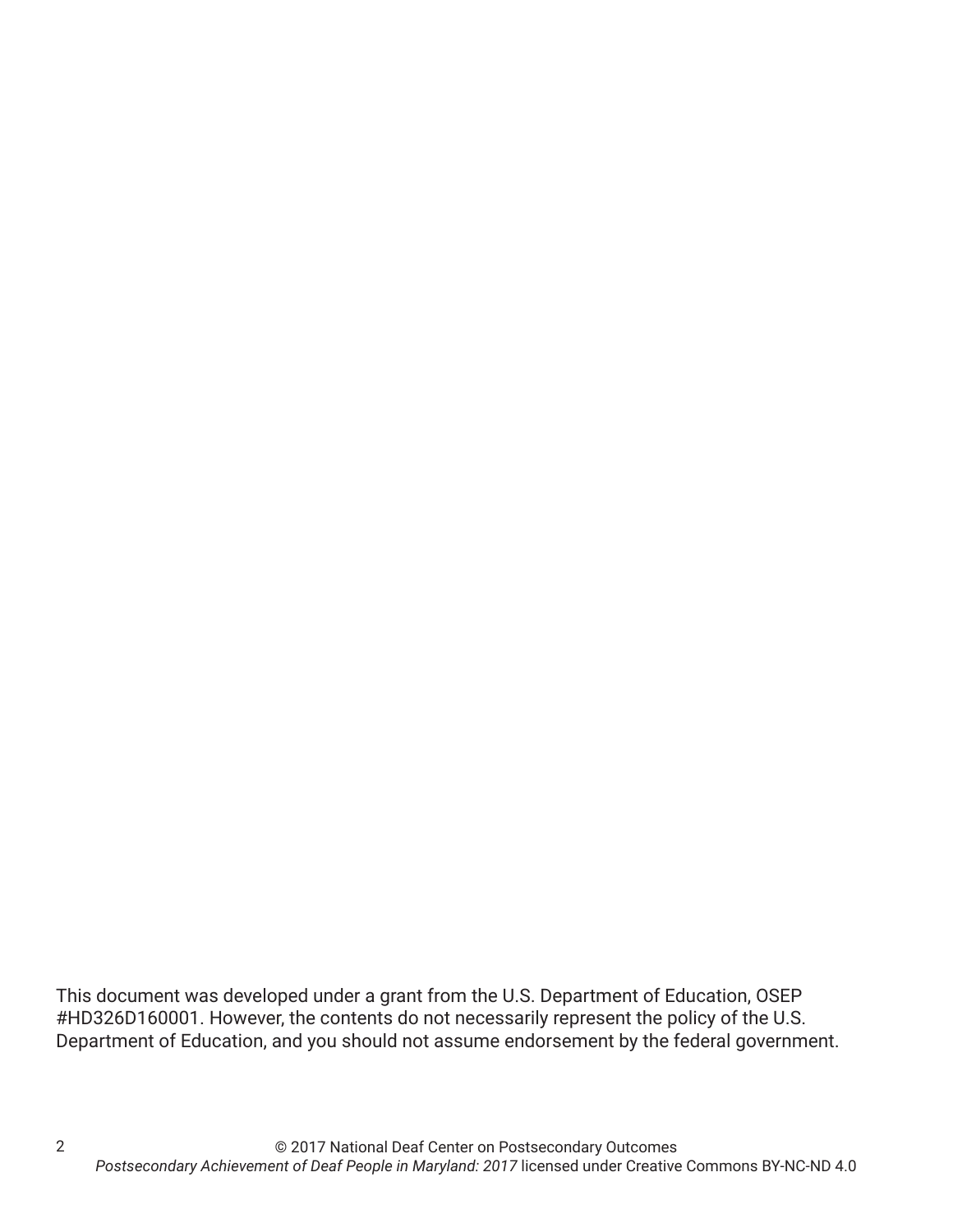This document was developed under a grant from the U.S. Department of Education, OSEP #HD326D160001. However, the contents do not necessarily represent the policy of the U.S. Department of Education, and you should not assume endorsement by the federal government.

© 2017 National Deaf Center on Postsecondary Outcomes
*Postsecondary Achievement of Deaf People in Maryland: 2017* licensed under Creative Commons BY-NC-ND 4.0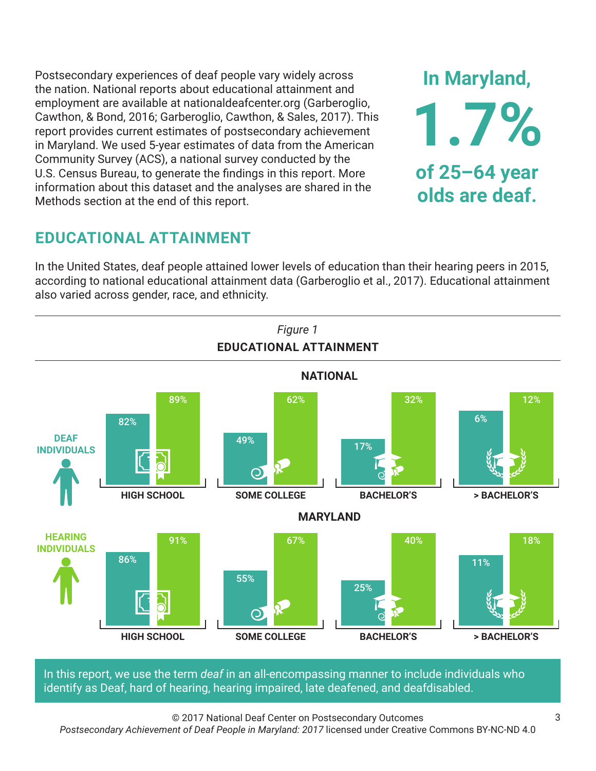Postsecondary experiences of deaf people vary widely across the nation. National reports about educational attainment and employment are available at nationaldeafcenter.org (Garberoglio, Cawthon, & Bond, 2016; Garberoglio, Cawthon, & Sales, 2017). This report provides current estimates of postsecondary achievement in Maryland. We used 5-year estimates of data from the American Community Survey (ACS), a national survey conducted by the U.S. Census Bureau, to generate the findings in this report. More information about this dataset and the analyses are shared in the Methods section at the end of this report.

**In Maryland, 1.7% of 25–64 year olds are deaf.**

## EDUCATIONAL ATTAINMENT

In the United States, deaf people attained lower levels of education than their hearing peers in 2015, according to national educational attainment data (Garberoglio et al., 2017). Educational attainment also varied across gender, race, and ethnicity.

*Figure 1*

**EDUCATIONAL ATTAINMENT**

**NATIONAL**

| | High School | Some College | Bachelor's | > Bachelor's |
|---|---|---|---|---|
| Deaf Individuals | 82% | 49% | 17% | 6% |
| Hearing Individuals | 89% | 62% | 32% | 12% |

**MARYLAND**

| | High School | Some College | Bachelor's | > Bachelor's |
|---|---|---|---|---|
| Deaf Individuals | 86% | 55% | 25% | 11% |
| Hearing Individuals | 91% | 67% | 40% | 18% |

In this report, we use the term *deaf* in an all-encompassing manner to include individuals who identify as Deaf, hard of hearing, hearing impaired, late deafened, and deafdisabled.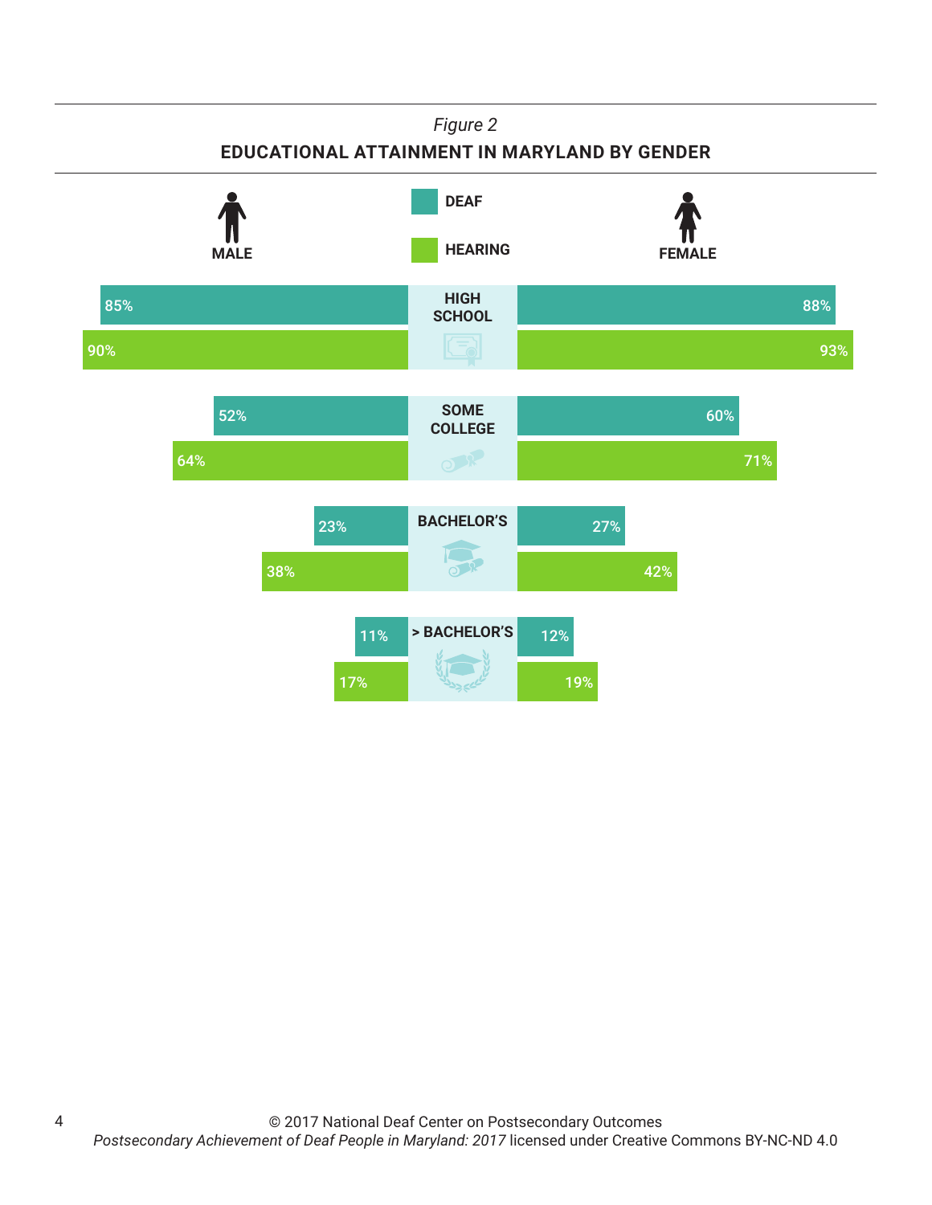*Figure 2*

**EDUCATIONAL ATTAINMENT IN MARYLAND BY GENDER**

| | Male – Deaf | Male – Hearing | Female – Deaf | Female – Hearing |
|---|---|---|---|---|
| HIGH SCHOOL | 85% | 90% | 88% | 93% |
| SOME COLLEGE | 52% | 64% | 60% | 71% |
| BACHELOR'S | 23% | 38% | 27% | 42% |
| > BACHELOR'S | 11% | 17% | 12% | 19% |

© 2017 National Deaf Center on Postsecondary Outcomes
*Postsecondary Achievement of Deaf People in Maryland: 2017* licensed under Creative Commons BY-NC-ND 4.0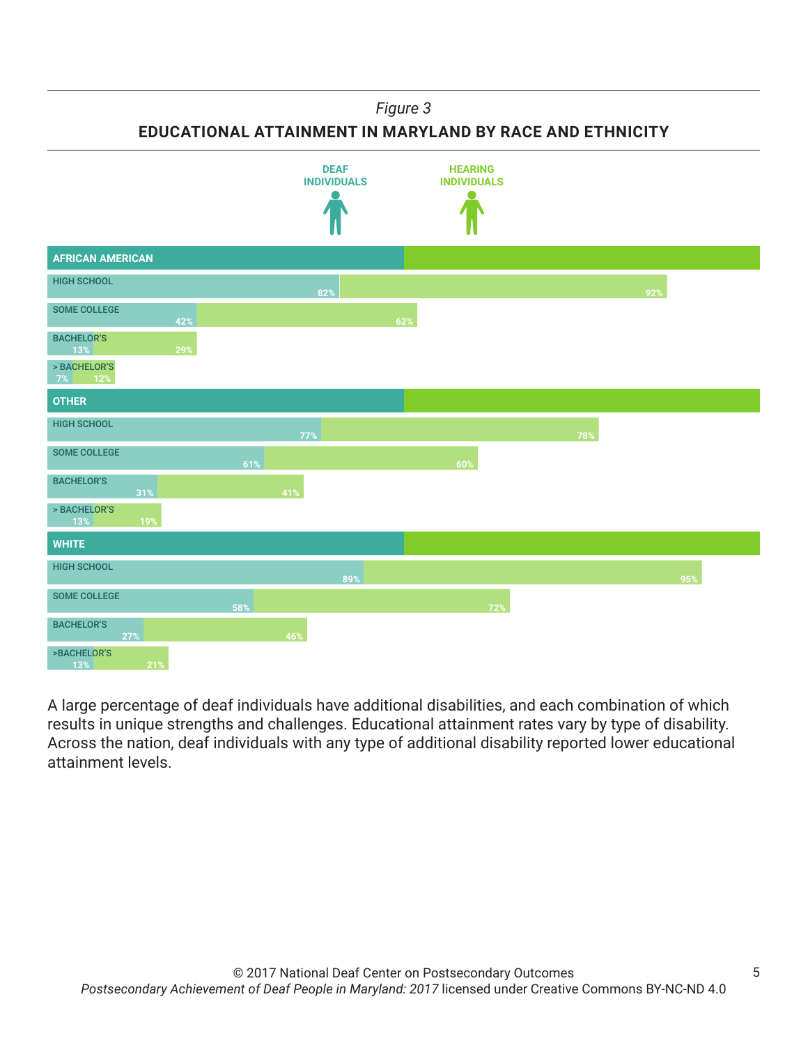*Figure 3*

**EDUCATIONAL ATTAINMENT IN MARYLAND BY RACE AND ETHNICITY**

| | DEAF INDIVIDUALS | HEARING INDIVIDUALS |
|---|---|---|
| **AFRICAN AMERICAN** | | |
| HIGH SCHOOL | 82% | 92% |
| SOME COLLEGE | 42% | 62% |
| BACHELOR'S | 13% | 29% |
| > BACHELOR'S | 7% | 12% |
| **OTHER** | | |
| HIGH SCHOOL | 77% | 78% |
| SOME COLLEGE | 61% | 60% |
| BACHELOR'S | 31% | 41% |
| > BACHELOR'S | 13% | 19% |
| **WHITE** | | |
| HIGH SCHOOL | 89% | 95% |
| SOME COLLEGE | 58% | 72% |
| BACHELOR'S | 27% | 46% |
| >BACHELOR'S | 13% | 21% |

A large percentage of deaf individuals have additional disabilities, and each combination of which results in unique strengths and challenges. Educational attainment rates vary by type of disability. Across the nation, deaf individuals with any type of additional disability reported lower educational attainment levels.

© 2017 National Deaf Center on Postsecondary Outcomes
*Postsecondary Achievement of Deaf People in Maryland: 2017* licensed under Creative Commons BY-NC-ND 4.0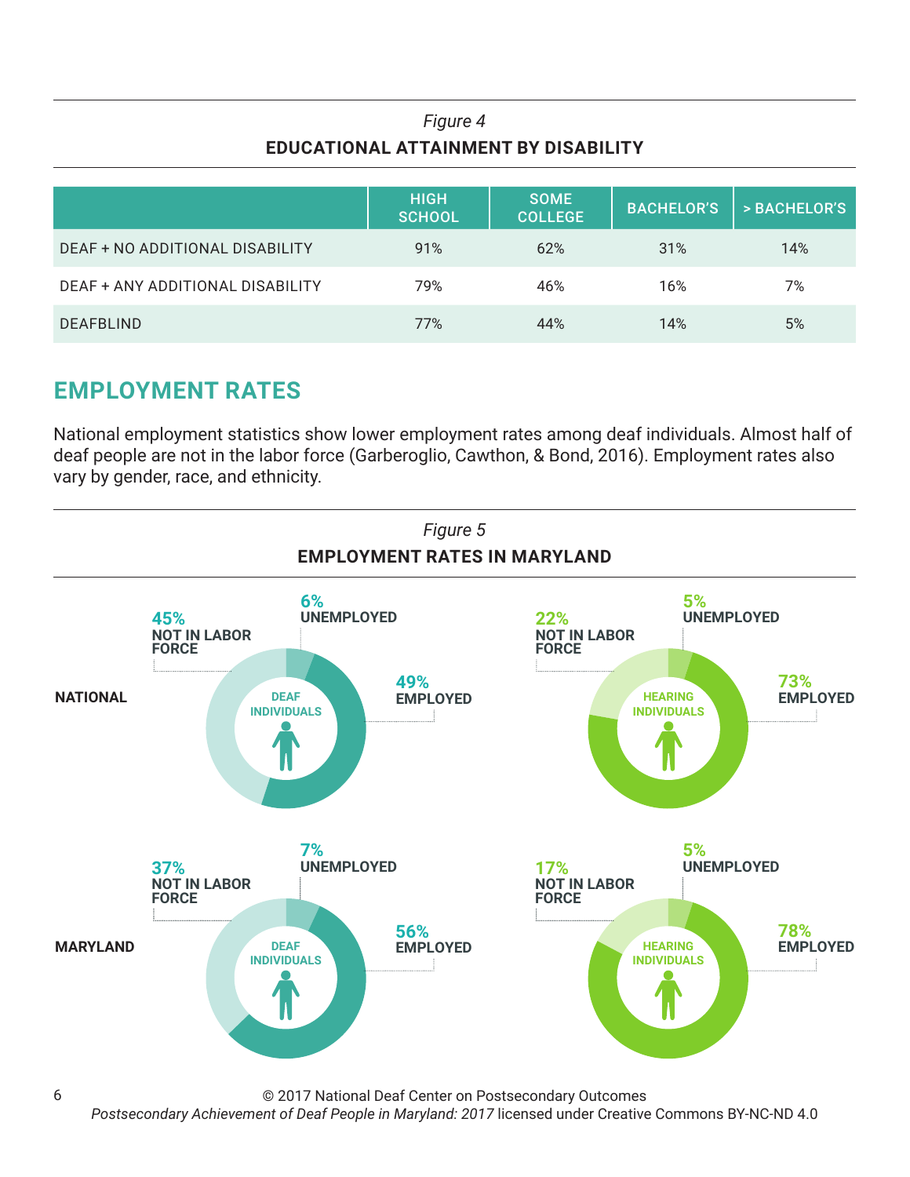*Figure 4*

**EDUCATIONAL ATTAINMENT BY DISABILITY**

| | HIGH SCHOOL | SOME COLLEGE | BACHELOR'S | > BACHELOR'S |
|---|---|---|---|---|
| DEAF + NO ADDITIONAL DISABILITY | 91% | 62% | 31% | 14% |
| DEAF + ANY ADDITIONAL DISABILITY | 79% | 46% | 16% | 7% |
| DEAFBLIND | 77% | 44% | 14% | 5% |

## EMPLOYMENT RATES

National employment statistics show lower employment rates among deaf individuals. Almost half of deaf people are not in the labor force (Garberoglio, Cawthon, & Bond, 2016). Employment rates also vary by gender, race, and ethnicity.

*Figure 5*

**EMPLOYMENT RATES IN MARYLAND**

| | | EMPLOYED | UNEMPLOYED | NOT IN LABOR FORCE |
|---|---|---|---|---|
| NATIONAL | DEAF INDIVIDUALS | 49% | 6% | 45% |
| NATIONAL | HEARING INDIVIDUALS | 73% | 5% | 22% |
| MARYLAND | DEAF INDIVIDUALS | 56% | 7% | 37% |
| MARYLAND | HEARING INDIVIDUALS | 78% | 5% | 17% |

© 2017 National Deaf Center on Postsecondary Outcomes
*Postsecondary Achievement of Deaf People in Maryland: 2017* licensed under Creative Commons BY-NC-ND 4.0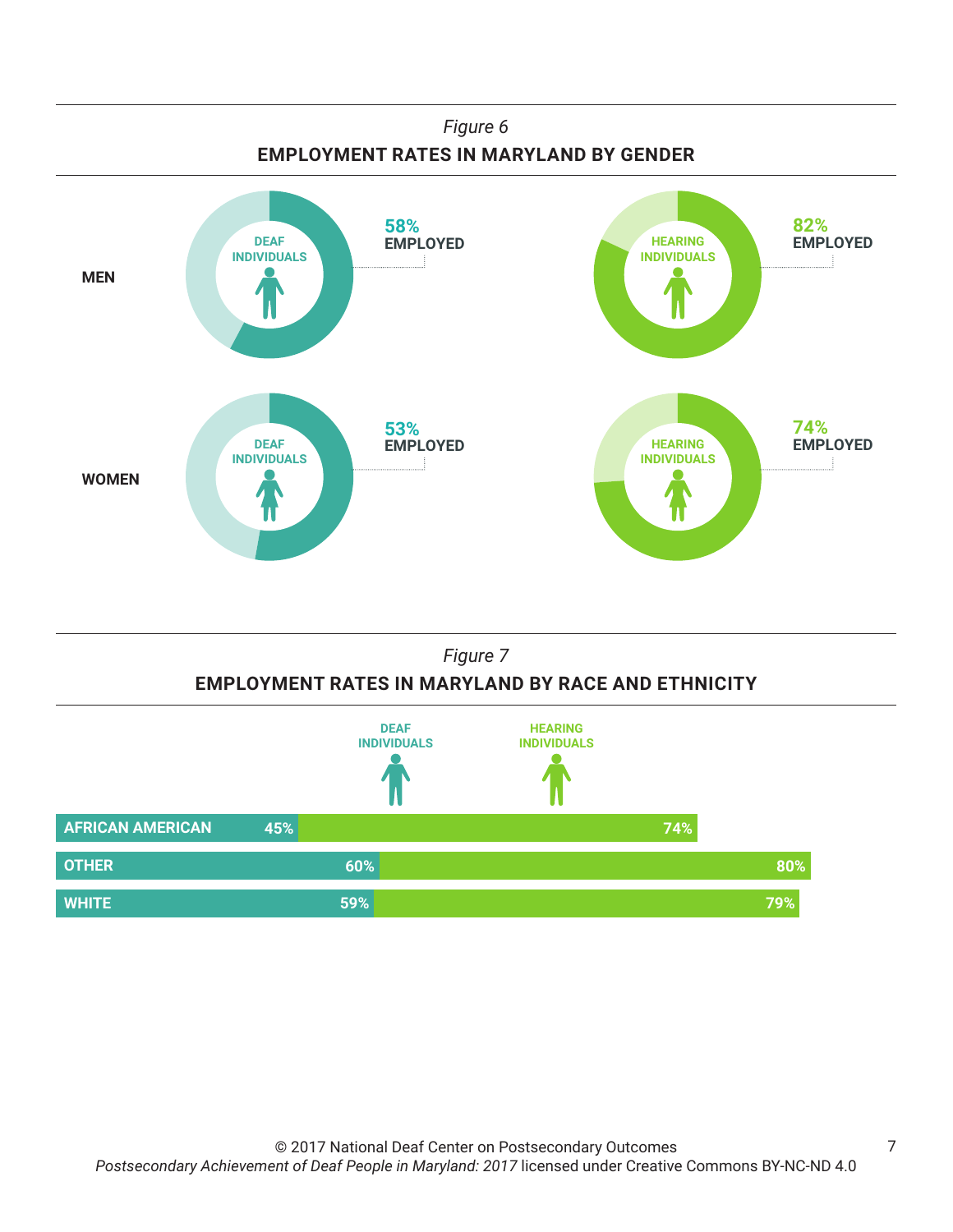*Figure 6*

**EMPLOYMENT RATES IN MARYLAND BY GENDER**

| | DEAF INDIVIDUALS | HEARING INDIVIDUALS |
|---|---|---|
| MEN | 58% EMPLOYED | 82% EMPLOYED |
| WOMEN | 53% EMPLOYED | 74% EMPLOYED |

*Figure 7*

**EMPLOYMENT RATES IN MARYLAND BY RACE AND ETHNICITY**

| | DEAF INDIVIDUALS | HEARING INDIVIDUALS |
|---|---|---|
| AFRICAN AMERICAN | 45% | 74% |
| OTHER | 60% | 80% |
| WHITE | 59% | 79% |

© 2017 National Deaf Center on Postsecondary Outcomes
*Postsecondary Achievement of Deaf People in Maryland: 2017* licensed under Creative Commons BY-NC-ND 4.0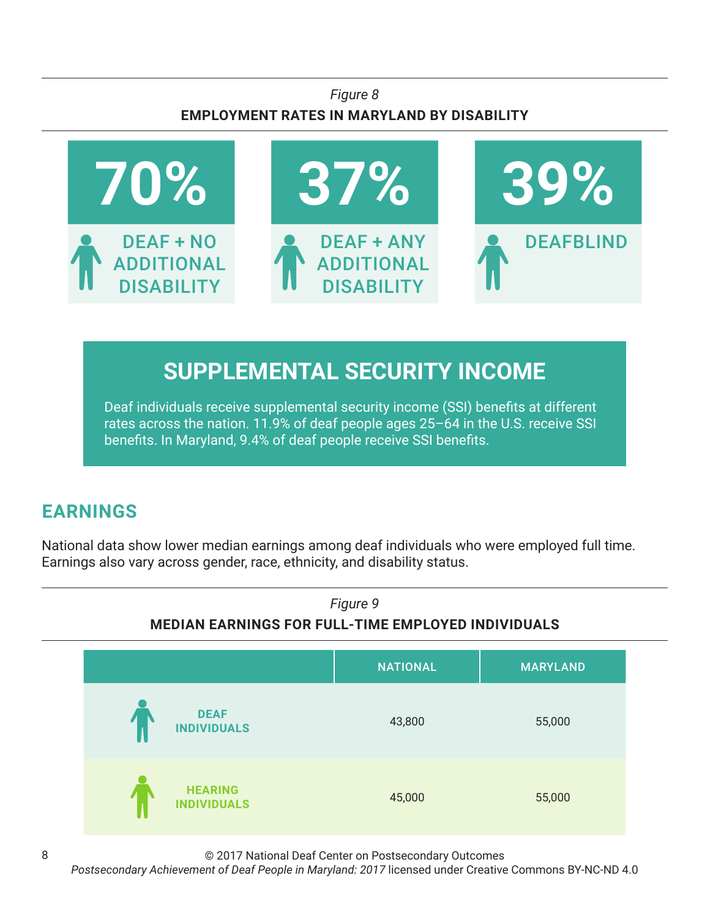*Figure 8*

**EMPLOYMENT RATES IN MARYLAND BY DISABILITY**

| 70% | 37% | 39% |
|---|---|---|
| DEAF + NO ADDITIONAL DISABILITY | DEAF + ANY ADDITIONAL DISABILITY | DEAFBLIND |

## SUPPLEMENTAL SECURITY INCOME

Deaf individuals receive supplemental security income (SSI) benefits at different rates across the nation. 11.9% of deaf people ages 25–64 in the U.S. receive SSI benefits. In Maryland, 9.4% of deaf people receive SSI benefits.

## EARNINGS

National data show lower median earnings among deaf individuals who were employed full time. Earnings also vary across gender, race, ethnicity, and disability status.

*Figure 9*

**MEDIAN EARNINGS FOR FULL-TIME EMPLOYED INDIVIDUALS**

| | NATIONAL | MARYLAND |
|---|---|---|
| DEAF INDIVIDUALS | 43,800 | 55,000 |
| HEARING INDIVIDUALS | 45,000 | 55,000 |

© 2017 National Deaf Center on Postsecondary Outcomes
*Postsecondary Achievement of Deaf People in Maryland: 2017* licensed under Creative Commons BY-NC-ND 4.0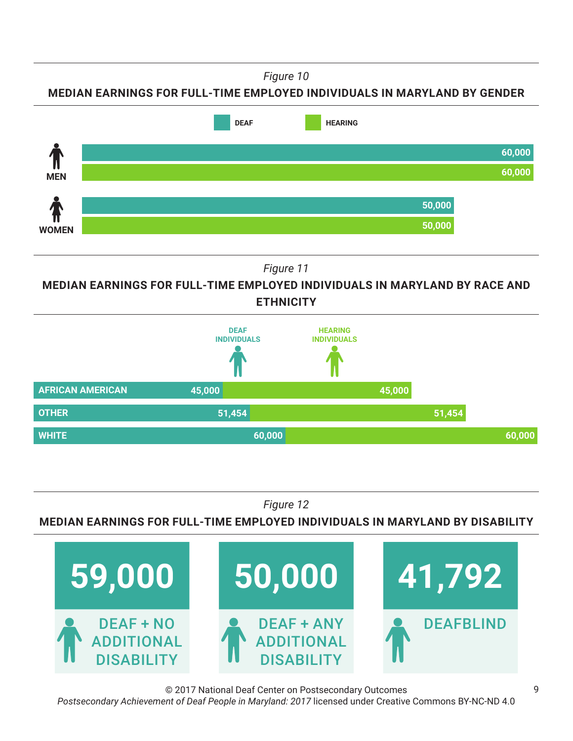*Figure 10*

**MEDIAN EARNINGS FOR FULL-TIME EMPLOYED INDIVIDUALS IN MARYLAND BY GENDER**

| | DEAF | HEARING |
|---|---|---|
| MEN | 60,000 | 60,000 |
| WOMEN | 50,000 | 50,000 |

*Figure 11*

**MEDIAN EARNINGS FOR FULL-TIME EMPLOYED INDIVIDUALS IN MARYLAND BY RACE AND ETHNICITY**

| | DEAF INDIVIDUALS | HEARING INDIVIDUALS |
|---|---|---|
| AFRICAN AMERICAN | 45,000 | 45,000 |
| OTHER | 51,454 | 51,454 |
| WHITE | 60,000 | 60,000 |

*Figure 12*

**MEDIAN EARNINGS FOR FULL-TIME EMPLOYED INDIVIDUALS IN MARYLAND BY DISABILITY**

| DEAF + NO ADDITIONAL DISABILITY | DEAF + ANY ADDITIONAL DISABILITY | DEAFBLIND |
|---|---|---|
| 59,000 | 50,000 | 41,792 |

© 2017 National Deaf Center on Postsecondary Outcomes
*Postsecondary Achievement of Deaf People in Maryland: 2017* licensed under Creative Commons BY-NC-ND 4.0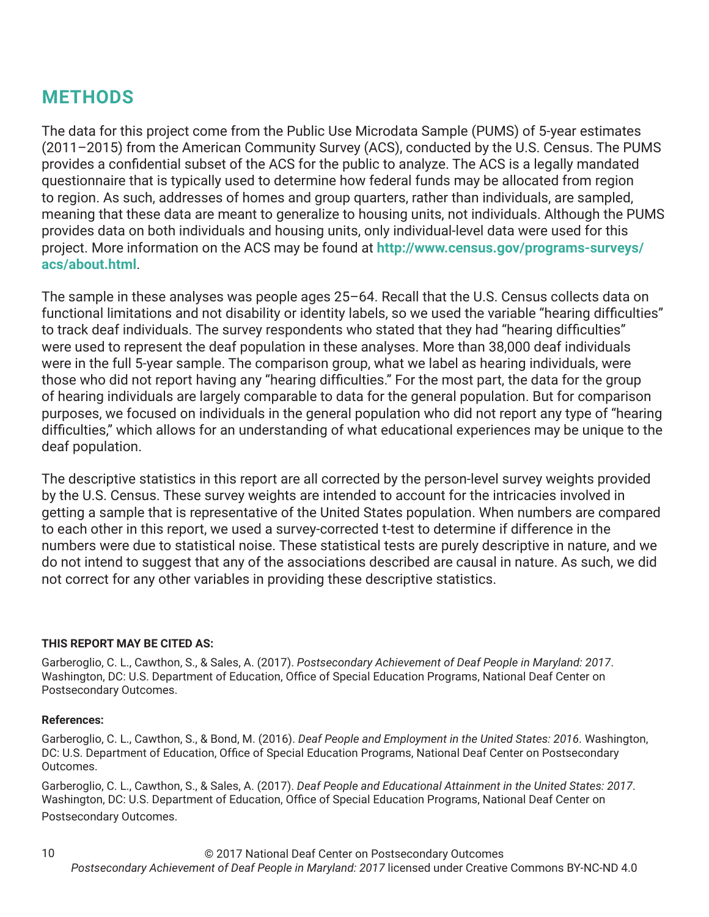## METHODS

The data for this project come from the Public Use Microdata Sample (PUMS) of 5-year estimates (2011–2015) from the American Community Survey (ACS), conducted by the U.S. Census. The PUMS provides a confidential subset of the ACS for the public to analyze. The ACS is a legally mandated questionnaire that is typically used to determine how federal funds may be allocated from region to region. As such, addresses of homes and group quarters, rather than individuals, are sampled, meaning that these data are meant to generalize to housing units, not individuals. Although the PUMS provides data on both individuals and housing units, only individual-level data were used for this project. More information on the ACS may be found at **http://www.census.gov/programs-surveys/acs/about.html**.

The sample in these analyses was people ages 25–64. Recall that the U.S. Census collects data on functional limitations and not disability or identity labels, so we used the variable "hearing difficulties" to track deaf individuals. The survey respondents who stated that they had "hearing difficulties" were used to represent the deaf population in these analyses. More than 38,000 deaf individuals were in the full 5-year sample. The comparison group, what we label as hearing individuals, were those who did not report having any "hearing difficulties." For the most part, the data for the group of hearing individuals are largely comparable to data for the general population. But for comparison purposes, we focused on individuals in the general population who did not report any type of "hearing difficulties," which allows for an understanding of what educational experiences may be unique to the deaf population.

The descriptive statistics in this report are all corrected by the person-level survey weights provided by the U.S. Census. These survey weights are intended to account for the intricacies involved in getting a sample that is representative of the United States population. When numbers are compared to each other in this report, we used a survey-corrected t-test to determine if difference in the numbers were due to statistical noise. These statistical tests are purely descriptive in nature, and we do not intend to suggest that any of the associations described are causal in nature. As such, we did not correct for any other variables in providing these descriptive statistics.

**THIS REPORT MAY BE CITED AS:**

Garberoglio, C. L., Cawthon, S., & Sales, A. (2017). *Postsecondary Achievement of Deaf People in Maryland: 2017*. Washington, DC: U.S. Department of Education, Office of Special Education Programs, National Deaf Center on Postsecondary Outcomes.

**References:**

Garberoglio, C. L., Cawthon, S., & Bond, M. (2016). *Deaf People and Employment in the United States: 2016*. Washington, DC: U.S. Department of Education, Office of Special Education Programs, National Deaf Center on Postsecondary Outcomes.

Garberoglio, C. L., Cawthon, S., & Sales, A. (2017). *Deaf People and Educational Attainment in the United States: 2017*. Washington, DC: U.S. Department of Education, Office of Special Education Programs, National Deaf Center on Postsecondary Outcomes.

© 2017 National Deaf Center on Postsecondary Outcomes
*Postsecondary Achievement of Deaf People in Maryland: 2017* licensed under Creative Commons BY-NC-ND 4.0